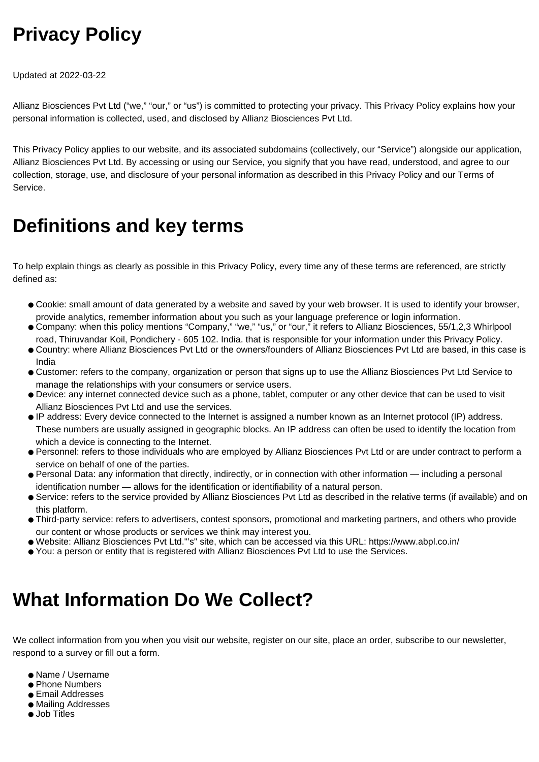# Privacy Policy

Updated at 2022-03-22

Allianz Biosciences Pvt Ltd (“we,” “our,” or “us”) is committed to protecting your privacy. This Privacy Policy explains how your personal information is collected, used, and disclosed by Allianz Biosciences Pvt Ltd.

This Privacy Policy applies to our website, and its associated subdomains (collectively, our “Service”) alongside our application, Allianz Biosciences Pvt Ltd. By accessing or using our Service, you signify that you have read, understood, and agree to our collection, storage, use, and disclosure of your personal information as described in this Privacy Policy and our Terms of Service.

# Definitions and key terms

To help explain things as clearly as possible in this Privacy Policy, every time any of these terms are referenced, are strictly defined as:

- Cookie: small amount of data generated by a website and saved by your web browser. It is used to identify your browser, provide analytics, remember information about you such as your language preference or login information.
- Company: when this policy mentions “Company,” “we,” “us,” or “our,” it refers to Allianz Biosciences, 55/1,2,3 Whirlpool road, Thiruvandar Koil, Pondichery - 605 102. India. that is responsible for your information under this Privacy Policy.
- Country: where Allianz Biosciences Pvt Ltd or the owners/founders of Allianz Biosciences Pvt Ltd are based, in this case is India
- Customer: refers to the company, organization or person that signs up to use the Allianz Biosciences Pvt Ltd Service to manage the relationships with your consumers or service users.
- Device: any internet connected device such as a phone, tablet, computer or any other device that can be used to visit Allianz Biosciences Pvt Ltd and use the services.
- IP address: Every device connected to the Internet is assigned a number known as an Internet protocol (IP) address. These numbers are usually assigned in geographic blocks. An IP address can often be used to identify the location from which a device is connecting to the Internet.
- Personnel: refers to those individuals who are employed by Allianz Biosciences Pvt Ltd or are under contract to perform a service on behalf of one of the parties.
- Personal Data: any information that directly, indirectly, or in connection with other information — including a personal identification number — allows for the identification or identifiability of a natural person.
- Service: refers to the service provided by Allianz Biosciences Pvt Ltd as described in the relative terms (if available) and on this platform.
- Third-party service: refers to advertisers, contest sponsors, promotional and marketing partners, and others who provide our content or whose products or services we think may interest you.
- Website: Allianz Biosciences Pvt Ltd."'s" site, which can be accessed via this URL: https://www.abpl.co.in/
- You: a person or entity that is registered with Allianz Biosciences Pvt Ltd to use the Services.

# What Information Do We Collect?

We collect information from you when you visit our website, register on our site, place an order, subscribe to our newsletter, respond to a survey or fill out a form.

- Name / Username
- Phone Numbers
- Email Addresses
- Mailing Addresses
- Job Titles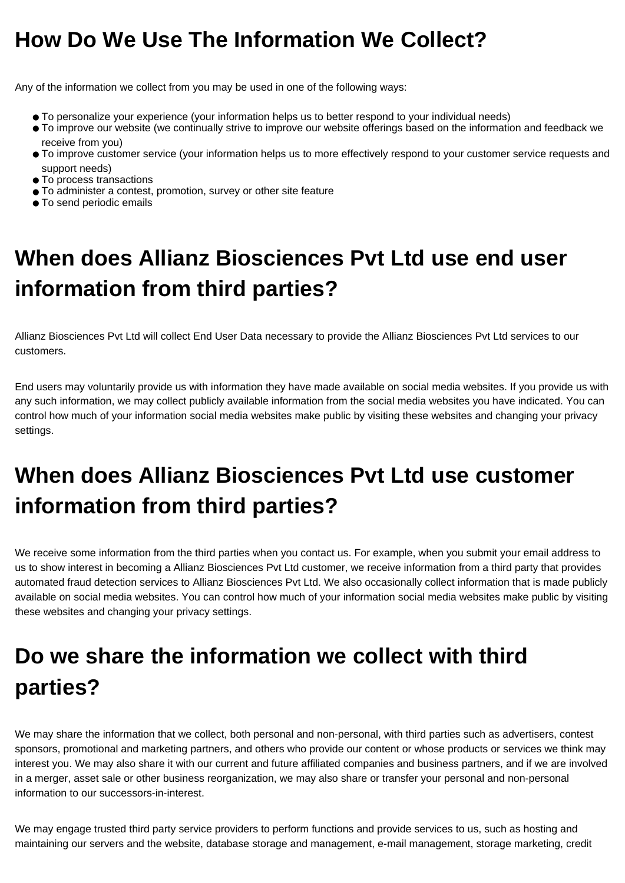## How Do We Use The Information We Collect?

Any of the information we collect from you may be used in one of the following ways:

- To personalize your experience (your information helps us to better respond to your individual needs)
- To improve our website (we continually strive to improve our website offerings based on the information and feedback we receive from you)
- To improve customer service (your information helps us to more effectively respond to your customer service requests and support needs)
- To process transactions
- To administer a contest, promotion, survey or other site feature
- To send periodic emails

## When does Allianz Biosciences Pvt Ltd use end user information from third parties?

Allianz Biosciences Pvt Ltd will collect End User Data necessary to provide the Allianz Biosciences Pvt Ltd services to our customers.

End users may voluntarily provide us with information they have made available on social media websites. If you provide us with any such information, we may collect publicly available information from the social media websites you have indicated. You can control how much of your information social media websites make public by visiting these websites and changing your privacy settings.

## When does Allianz Biosciences Pvt Ltd use customer information from third parties?

We receive some information from the third parties when you contact us. For example, when you submit your email address to us to show interest in becoming a Allianz Biosciences Pvt Ltd customer, we receive information from a third party that provides automated fraud detection services to Allianz Biosciences Pvt Ltd. We also occasionally collect information that is made publicly available on social media websites. You can control how much of your information social media websites make public by visiting these websites and changing your privacy settings.

## Do we share the information we collect with third parties?

We may share the information that we collect, both personal and non-personal, with third parties such as advertisers, contest sponsors, promotional and marketing partners, and others who provide our content or whose products or services we think may interest you. We may also share it with our current and future affiliated companies and business partners, and if we are involved in a merger, asset sale or other business reorganization, we may also share or transfer your personal and non-personal information to our successors-in-interest.

We may engage trusted third party service providers to perform functions and provide services to us, such as hosting and maintaining our servers and the website, database storage and management, e-mail management, storage marketing, credit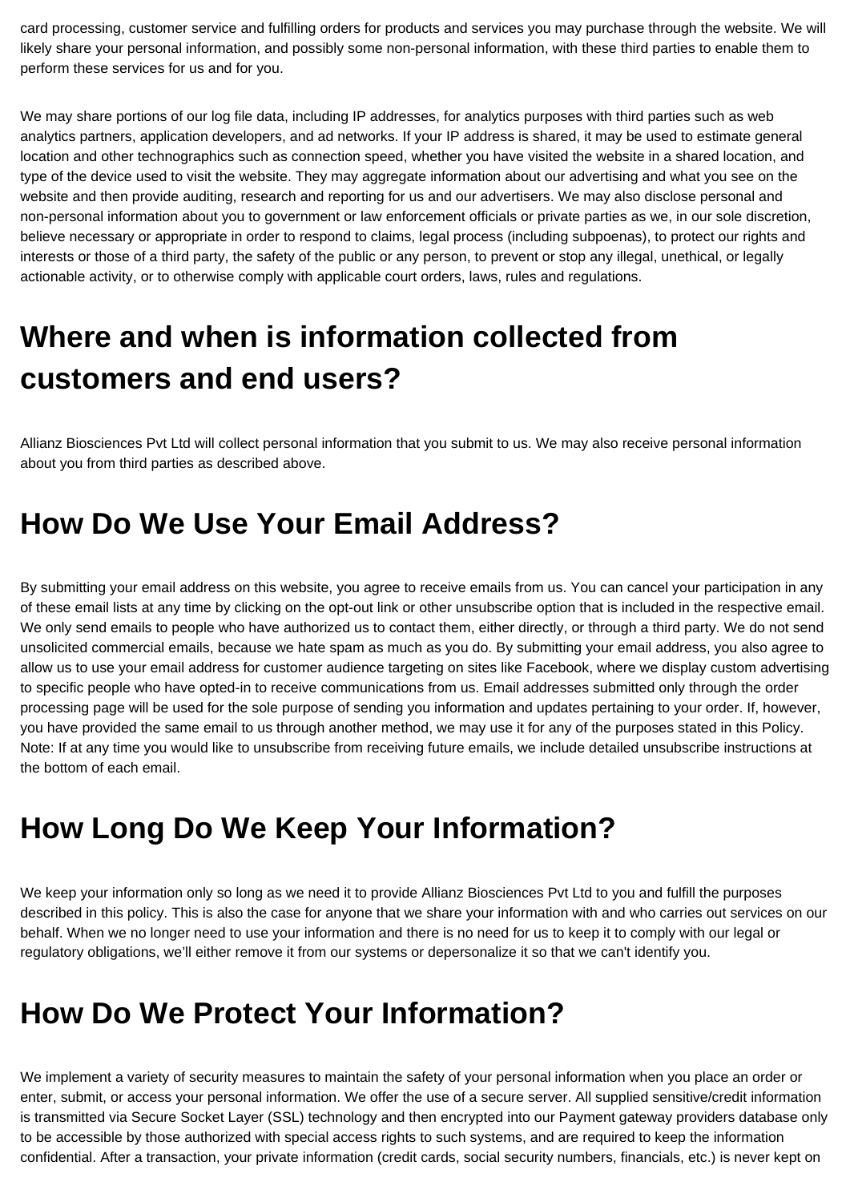card processing, customer service and fulfilling orders for products and services you may purchase through the website. We will likely share your personal information, and possibly some non-personal information, with these third parties to enable them to perform these services for us and for you.

We may share portions of our log file data, including IP addresses, for analytics purposes with third parties such as web analytics partners, application developers, and ad networks. If your IP address is shared, it may be used to estimate general location and other technographics such as connection speed, whether you have visited the website in a shared location, and type of the device used to visit the website. They may aggregate information about our advertising and what you see on the website and then provide auditing, research and reporting for us and our advertisers. We may also disclose personal and non-personal information about you to government or law enforcement officials or private parties as we, in our sole discretion, believe necessary or appropriate in order to respond to claims, legal process (including subpoenas), to protect our rights and interests or those of a third party, the safety of the public or any person, to prevent or stop any illegal, unethical, or legally actionable activity, or to otherwise comply with applicable court orders, laws, rules and regulations.

# Where and when is information collected from customers and end users?

Allianz Biosciences Pvt Ltd will collect personal information that you submit to us. We may also receive personal information about you from third parties as described above.

## How Do We Use Your Email Address?

By submitting your email address on this website, you agree to receive emails from us. You can cancel your participation in any of these email lists at any time by clicking on the opt-out link or other unsubscribe option that is included in the respective email. We only send emails to people who have authorized us to contact them, either directly, or through a third party. We do not send unsolicited commercial emails, because we hate spam as much as you do. By submitting your email address, you also agree to allow us to use your email address for customer audience targeting on sites like Facebook, where we display custom advertising to specific people who have opted-in to receive communications from us. Email addresses submitted only through the order processing page will be used for the sole purpose of sending you information and updates pertaining to your order. If, however, you have provided the same email to us through another method, we may use it for any of the purposes stated in this Policy. Note: If at any time you would like to unsubscribe from receiving future emails, we include detailed unsubscribe instructions at the bottom of each email.

## How Long Do We Keep Your Information?

We keep your information only so long as we need it to provide Allianz Biosciences Pvt Ltd to you and fulfill the purposes described in this policy. This is also the case for anyone that we share your information with and who carries out services on our behalf. When we no longer need to use your information and there is no need for us to keep it to comply with our legal or regulatory obligations, we'll either remove it from our systems or depersonalize it so that we can't identify you.

## How Do We Protect Your Information?

We implement a variety of security measures to maintain the safety of your personal information when you place an order or enter, submit, or access your personal information. We offer the use of a secure server. All supplied sensitive/credit information is transmitted via Secure Socket Layer (SSL) technology and then encrypted into our Payment gateway providers database only to be accessible by those authorized with special access rights to such systems, and are required to keep the information confidential. After a transaction, your private information (credit cards, social security numbers, financials, etc.) is never kept on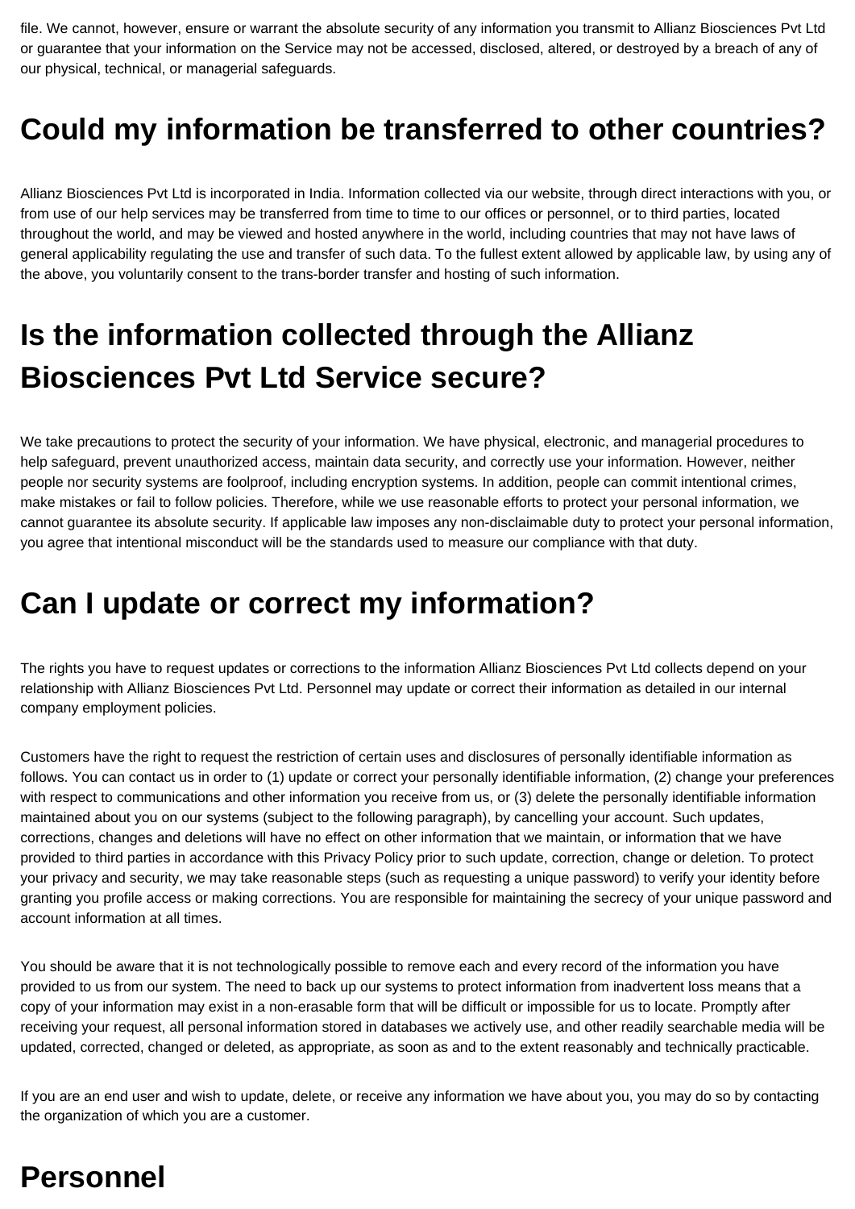file. We cannot, however, ensure or warrant the absolute security of any information you transmit to Allianz Biosciences Pvt Ltd or guarantee that your information on the Service may not be accessed, disclosed, altered, or destroyed by a breach of any of our physical, technical, or managerial safeguards.

# Could my information be transferred to other countries?

Allianz Biosciences Pvt Ltd is incorporated in India. Information collected via our website, through direct interactions with you, or from use of our help services may be transferred from time to time to our offices or personnel, or to third parties, located throughout the world, and may be viewed and hosted anywhere in the world, including countries that may not have laws of general applicability regulating the use and transfer of such data. To the fullest extent allowed by applicable law, by using any of the above, you voluntarily consent to the trans-border transfer and hosting of such information.

# Is the information collected through the Allianz Biosciences Pvt Ltd Service secure?

We take precautions to protect the security of your information. We have physical, electronic, and managerial procedures to help safeguard, prevent unauthorized access, maintain data security, and correctly use your information. However, neither people nor security systems are foolproof, including encryption systems. In addition, people can commit intentional crimes, make mistakes or fail to follow policies. Therefore, while we use reasonable efforts to protect your personal information, we cannot guarantee its absolute security. If applicable law imposes any non-disclaimable duty to protect your personal information, you agree that intentional misconduct will be the standards used to measure our compliance with that duty.

# Can I update or correct my information?

The rights you have to request updates or corrections to the information Allianz Biosciences Pvt Ltd collects depend on your relationship with Allianz Biosciences Pvt Ltd. Personnel may update or correct their information as detailed in our internal company employment policies.

Customers have the right to request the restriction of certain uses and disclosures of personally identifiable information as follows. You can contact us in order to (1) update or correct your personally identifiable information, (2) change your preferences with respect to communications and other information you receive from us, or (3) delete the personally identifiable information maintained about you on our systems (subject to the following paragraph), by cancelling your account. Such updates, corrections, changes and deletions will have no effect on other information that we maintain, or information that we have provided to third parties in accordance with this Privacy Policy prior to such update, correction, change or deletion. To protect your privacy and security, we may take reasonable steps (such as requesting a unique password) to verify your identity before granting you profile access or making corrections. You are responsible for maintaining the secrecy of your unique password and account information at all times.

You should be aware that it is not technologically possible to remove each and every record of the information you have provided to us from our system. The need to back up our systems to protect information from inadvertent loss means that a copy of your information may exist in a non-erasable form that will be difficult or impossible for us to locate. Promptly after receiving your request, all personal information stored in databases we actively use, and other readily searchable media will be updated, corrected, changed or deleted, as appropriate, as soon as and to the extent reasonably and technically practicable.

If you are an end user and wish to update, delete, or receive any information we have about you, you may do so by contacting the organization of which you are a customer.

# Personnel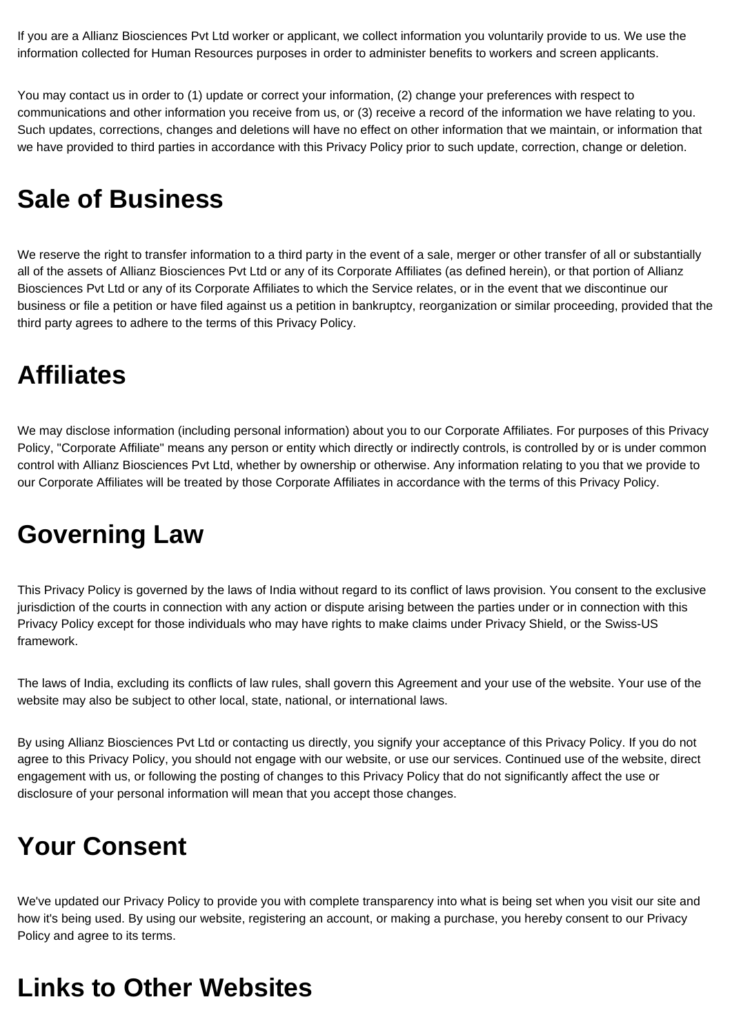If you are a Allianz Biosciences Pvt Ltd worker or applicant, we collect information you voluntarily provide to us. We use the information collected for Human Resources purposes in order to administer benefits to workers and screen applicants.

You may contact us in order to (1) update or correct your information, (2) change your preferences with respect to communications and other information you receive from us, or (3) receive a record of the information we have relating to you. Such updates, corrections, changes and deletions will have no effect on other information that we maintain, or information that we have provided to third parties in accordance with this Privacy Policy prior to such update, correction, change or deletion.

# Sale of Business

We reserve the right to transfer information to a third party in the event of a sale, merger or other transfer of all or substantially all of the assets of Allianz Biosciences Pvt Ltd or any of its Corporate Affiliates (as defined herein), or that portion of Allianz Biosciences Pvt Ltd or any of its Corporate Affiliates to which the Service relates, or in the event that we discontinue our business or file a petition or have filed against us a petition in bankruptcy, reorganization or similar proceeding, provided that the third party agrees to adhere to the terms of this Privacy Policy.

# Affiliates

We may disclose information (including personal information) about you to our Corporate Affiliates. For purposes of this Privacy Policy, "Corporate Affiliate" means any person or entity which directly or indirectly controls, is controlled by or is under common control with Allianz Biosciences Pvt Ltd, whether by ownership or otherwise. Any information relating to you that we provide to our Corporate Affiliates will be treated by those Corporate Affiliates in accordance with the terms of this Privacy Policy.

# Governing Law

This Privacy Policy is governed by the laws of India without regard to its conflict of laws provision. You consent to the exclusive jurisdiction of the courts in connection with any action or dispute arising between the parties under or in connection with this Privacy Policy except for those individuals who may have rights to make claims under Privacy Shield, or the Swiss-US framework.

The laws of India, excluding its conflicts of law rules, shall govern this Agreement and your use of the website. Your use of the website may also be subject to other local, state, national, or international laws.

By using Allianz Biosciences Pvt Ltd or contacting us directly, you signify your acceptance of this Privacy Policy. If you do not agree to this Privacy Policy, you should not engage with our website, or use our services. Continued use of the website, direct engagement with us, or following the posting of changes to this Privacy Policy that do not significantly affect the use or disclosure of your personal information will mean that you accept those changes.

# Your Consent

We've updated our Privacy Policy to provide you with complete transparency into what is being set when you visit our site and how it's being used. By using our website, registering an account, or making a purchase, you hereby consent to our Privacy Policy and agree to its terms.

# Links to Other Websites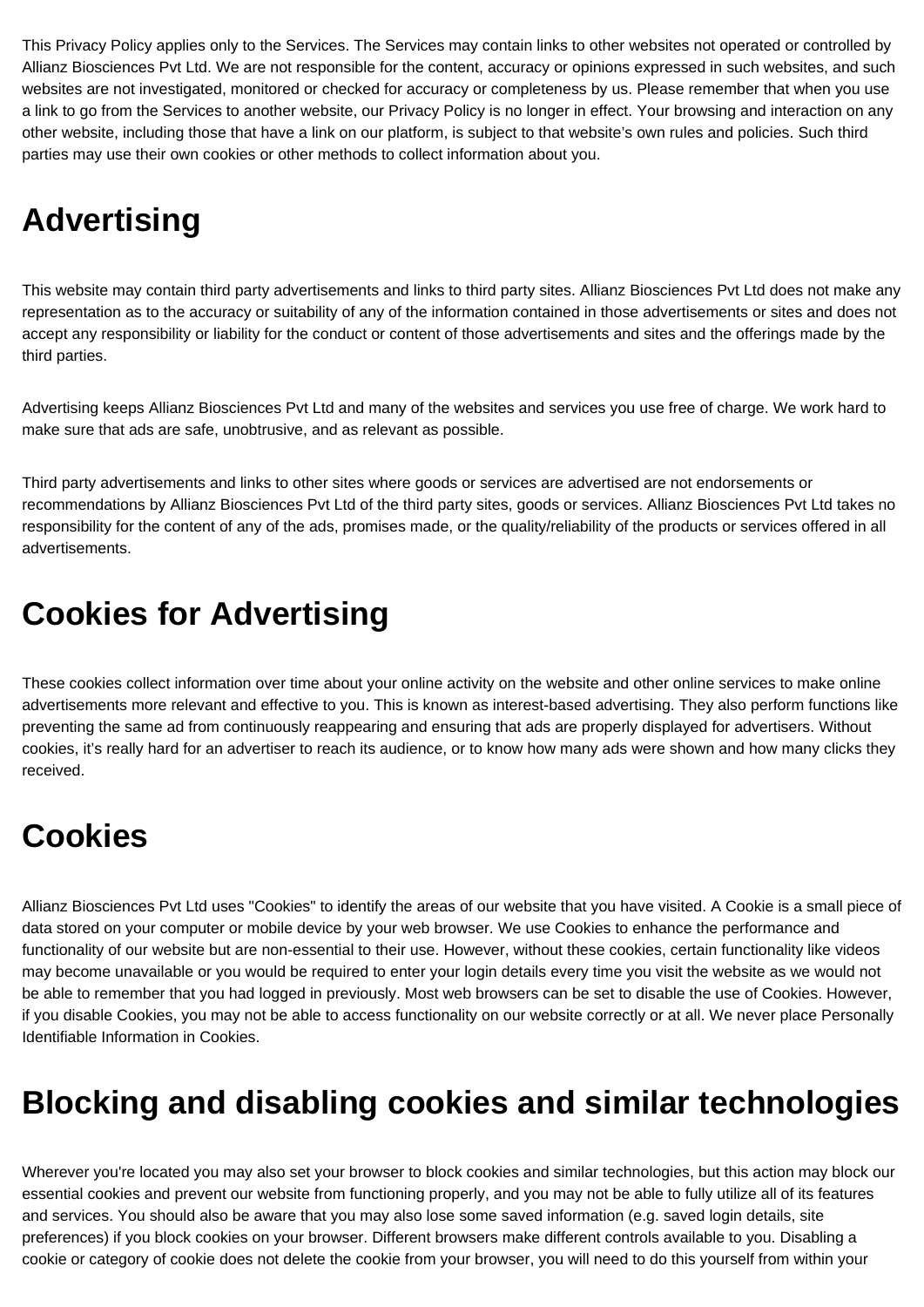This Privacy Policy applies only to the Services. The Services may contain links to other websites not operated or controlled by Allianz Biosciences Pvt Ltd. We are not responsible for the content, accuracy or opinions expressed in such websites, and such websites are not investigated, monitored or checked for accuracy or completeness by us. Please remember that when you use a link to go from the Services to another website, our Privacy Policy is no longer in effect. Your browsing and interaction on any other website, including those that have a link on our platform, is subject to that website's own rules and policies. Such third parties may use their own cookies or other methods to collect information about you.

## Advertising

This website may contain third party advertisements and links to third party sites. Allianz Biosciences Pvt Ltd does not make any representation as to the accuracy or suitability of any of the information contained in those advertisements or sites and does not accept any responsibility or liability for the conduct or content of those advertisements and sites and the offerings made by the third parties.

Advertising keeps Allianz Biosciences Pvt Ltd and many of the websites and services you use free of charge. We work hard to make sure that ads are safe, unobtrusive, and as relevant as possible.

Third party advertisements and links to other sites where goods or services are advertised are not endorsements or recommendations by Allianz Biosciences Pvt Ltd of the third party sites, goods or services. Allianz Biosciences Pvt Ltd takes no responsibility for the content of any of the ads, promises made, or the quality/reliability of the products or services offered in all advertisements.

## Cookies for Advertising

These cookies collect information over time about your online activity on the website and other online services to make online advertisements more relevant and effective to you. This is known as interest-based advertising. They also perform functions like preventing the same ad from continuously reappearing and ensuring that ads are properly displayed for advertisers. Without cookies, it's really hard for an advertiser to reach its audience, or to know how many ads were shown and how many clicks they received.

## Cookies

Allianz Biosciences Pvt Ltd uses "Cookies" to identify the areas of our website that you have visited. A Cookie is a small piece of data stored on your computer or mobile device by your web browser. We use Cookies to enhance the performance and functionality of our website but are non-essential to their use. However, without these cookies, certain functionality like videos may become unavailable or you would be required to enter your login details every time you visit the website as we would not be able to remember that you had logged in previously. Most web browsers can be set to disable the use of Cookies. However, if you disable Cookies, you may not be able to access functionality on our website correctly or at all. We never place Personally Identifiable Information in Cookies.

## Blocking and disabling cookies and similar technologies

Wherever you're located you may also set your browser to block cookies and similar technologies, but this action may block our essential cookies and prevent our website from functioning properly, and you may not be able to fully utilize all of its features and services. You should also be aware that you may also lose some saved information (e.g. saved login details, site preferences) if you block cookies on your browser. Different browsers make different controls available to you. Disabling a cookie or category of cookie does not delete the cookie from your browser, you will need to do this yourself from within your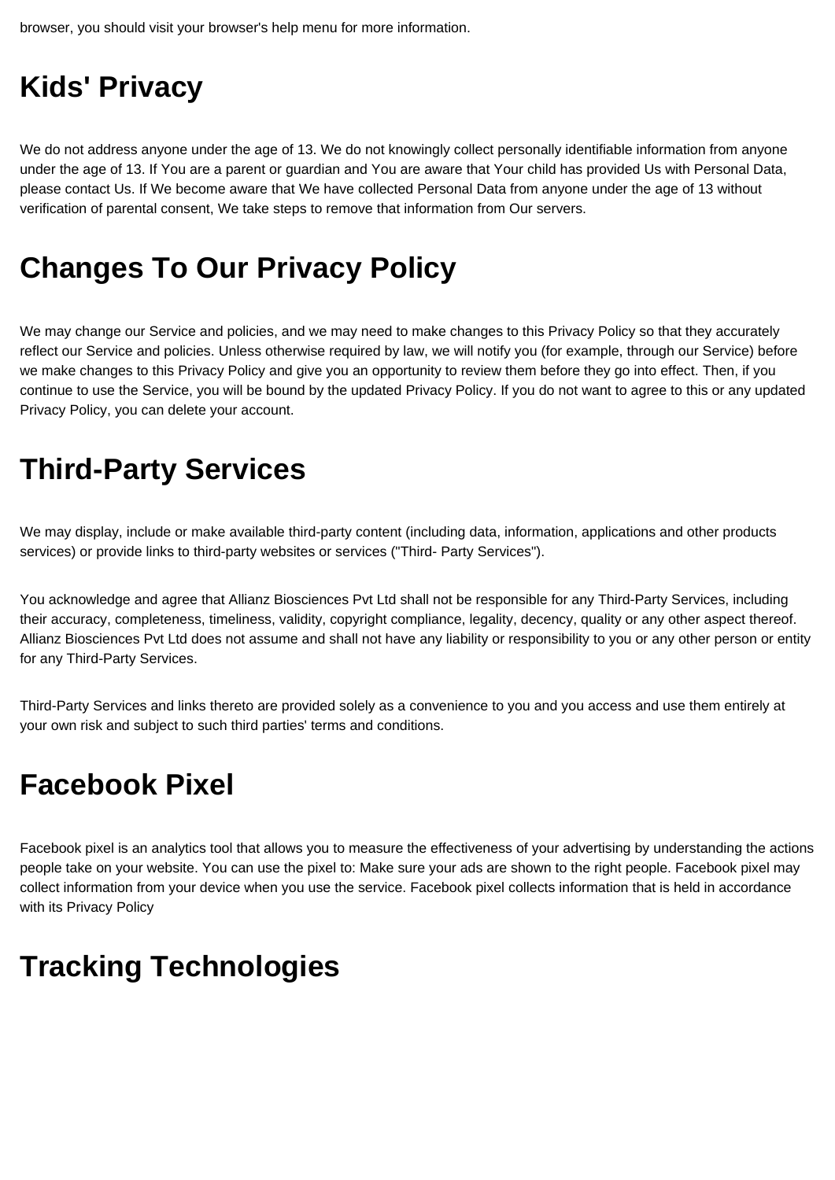browser, you should visit your browser's help menu for more information.

# Kids' Privacy

We do not address anyone under the age of 13. We do not knowingly collect personally identifiable information from anyone under the age of 13. If You are a parent or guardian and You are aware that Your child has provided Us with Personal Data, please contact Us. If We become aware that We have collected Personal Data from anyone under the age of 13 without verification of parental consent, We take steps to remove that information from Our servers.

# Changes To Our Privacy Policy

We may change our Service and policies, and we may need to make changes to this Privacy Policy so that they accurately reflect our Service and policies. Unless otherwise required by law, we will notify you (for example, through our Service) before we make changes to this Privacy Policy and give you an opportunity to review them before they go into effect. Then, if you continue to use the Service, you will be bound by the updated Privacy Policy. If you do not want to agree to this or any updated Privacy Policy, you can delete your account.

# Third-Party Services

We may display, include or make available third-party content (including data, information, applications and other products services) or provide links to third-party websites or services ("Third- Party Services").

You acknowledge and agree that Allianz Biosciences Pvt Ltd shall not be responsible for any Third-Party Services, including their accuracy, completeness, timeliness, validity, copyright compliance, legality, decency, quality or any other aspect thereof. Allianz Biosciences Pvt Ltd does not assume and shall not have any liability or responsibility to you or any other person or entity for any Third-Party Services.

Third-Party Services and links thereto are provided solely as a convenience to you and you access and use them entirely at your own risk and subject to such third parties' terms and conditions.

# Facebook Pixel

Facebook pixel is an analytics tool that allows you to measure the effectiveness of your advertising by understanding the actions people take on your website. You can use the pixel to: Make sure your ads are shown to the right people. Facebook pixel may collect information from your device when you use the service. Facebook pixel collects information that is held in accordance with its Privacy Policy

# Tracking Technologies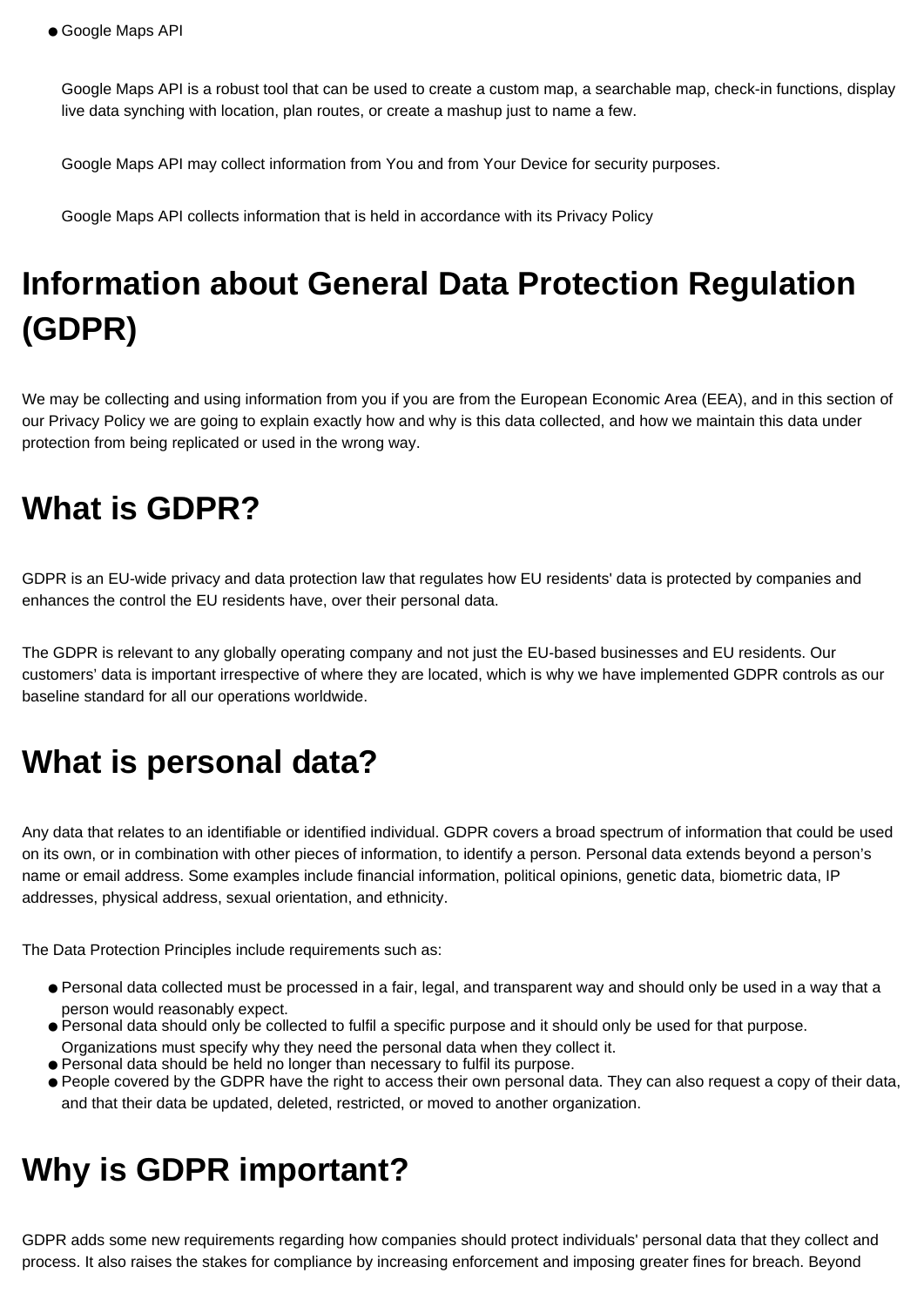- Google Maps API

  Google Maps API is a robust tool that can be used to create a custom map, a searchable map, check-in functions, display live data synching with location, plan routes, or create a mashup just to name a few.

  Google Maps API may collect information from You and from Your Device for security purposes.

  Google Maps API collects information that is held in accordance with its Privacy Policy

# Information about General Data Protection Regulation (GDPR)

We may be collecting and using information from you if you are from the European Economic Area (EEA), and in this section of our Privacy Policy we are going to explain exactly how and why is this data collected, and how we maintain this data under protection from being replicated or used in the wrong way.

# What is GDPR?

GDPR is an EU-wide privacy and data protection law that regulates how EU residents' data is protected by companies and enhances the control the EU residents have, over their personal data.

The GDPR is relevant to any globally operating company and not just the EU-based businesses and EU residents. Our customers' data is important irrespective of where they are located, which is why we have implemented GDPR controls as our baseline standard for all our operations worldwide.

# What is personal data?

Any data that relates to an identifiable or identified individual. GDPR covers a broad spectrum of information that could be used on its own, or in combination with other pieces of information, to identify a person. Personal data extends beyond a person's name or email address. Some examples include financial information, political opinions, genetic data, biometric data, IP addresses, physical address, sexual orientation, and ethnicity.

The Data Protection Principles include requirements such as:

- Personal data collected must be processed in a fair, legal, and transparent way and should only be used in a way that a person would reasonably expect.
- Personal data should only be collected to fulfil a specific purpose and it should only be used for that purpose. Organizations must specify why they need the personal data when they collect it.
- Personal data should be held no longer than necessary to fulfil its purpose.
- People covered by the GDPR have the right to access their own personal data. They can also request a copy of their data, and that their data be updated, deleted, restricted, or moved to another organization.

# Why is GDPR important?

GDPR adds some new requirements regarding how companies should protect individuals' personal data that they collect and process. It also raises the stakes for compliance by increasing enforcement and imposing greater fines for breach. Beyond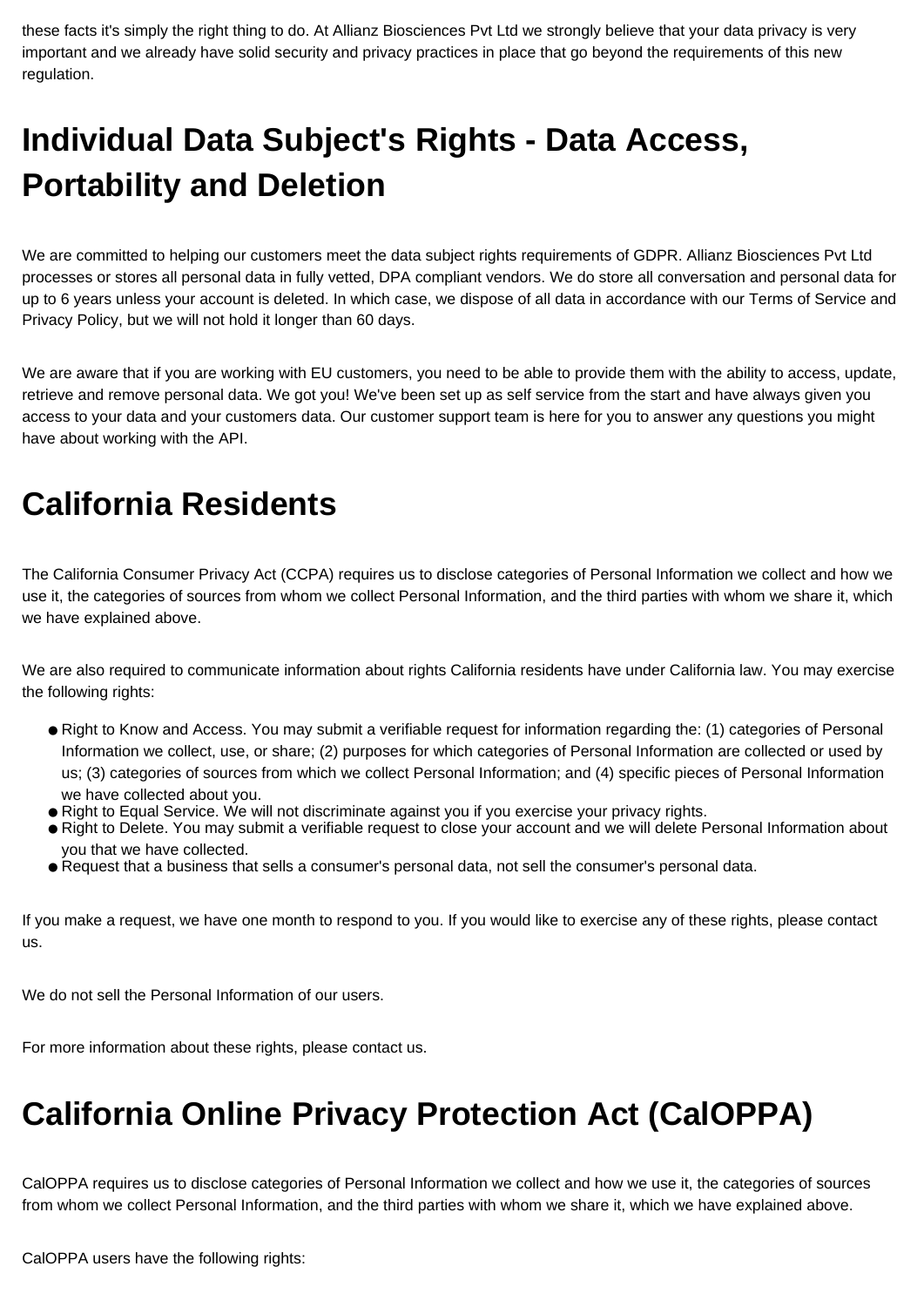these facts it's simply the right thing to do. At Allianz Biosciences Pvt Ltd we strongly believe that your data privacy is very important and we already have solid security and privacy practices in place that go beyond the requirements of this new regulation.

# Individual Data Subject's Rights - Data Access, Portability and Deletion

We are committed to helping our customers meet the data subject rights requirements of GDPR. Allianz Biosciences Pvt Ltd processes or stores all personal data in fully vetted, DPA compliant vendors. We do store all conversation and personal data for up to 6 years unless your account is deleted. In which case, we dispose of all data in accordance with our Terms of Service and Privacy Policy, but we will not hold it longer than 60 days.

We are aware that if you are working with EU customers, you need to be able to provide them with the ability to access, update, retrieve and remove personal data. We got you! We've been set up as self service from the start and have always given you access to your data and your customers data. Our customer support team is here for you to answer any questions you might have about working with the API.

# California Residents

The California Consumer Privacy Act (CCPA) requires us to disclose categories of Personal Information we collect and how we use it, the categories of sources from whom we collect Personal Information, and the third parties with whom we share it, which we have explained above.

We are also required to communicate information about rights California residents have under California law. You may exercise the following rights:

- Right to Know and Access. You may submit a verifiable request for information regarding the: (1) categories of Personal Information we collect, use, or share; (2) purposes for which categories of Personal Information are collected or used by us; (3) categories of sources from which we collect Personal Information; and (4) specific pieces of Personal Information we have collected about you.
- Right to Equal Service. We will not discriminate against you if you exercise your privacy rights.
- Right to Delete. You may submit a verifiable request to close your account and we will delete Personal Information about you that we have collected.
- Request that a business that sells a consumer's personal data, not sell the consumer's personal data.

If you make a request, we have one month to respond to you. If you would like to exercise any of these rights, please contact us.

We do not sell the Personal Information of our users.

For more information about these rights, please contact us.

# California Online Privacy Protection Act (CalOPPA)

CalOPPA requires us to disclose categories of Personal Information we collect and how we use it, the categories of sources from whom we collect Personal Information, and the third parties with whom we share it, which we have explained above.

CalOPPA users have the following rights: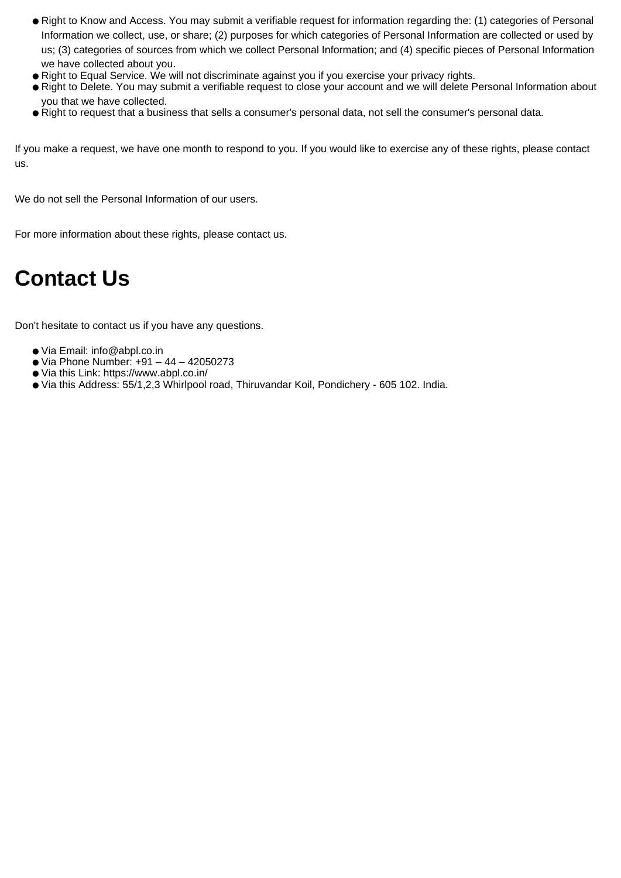- Right to Know and Access. You may submit a verifiable request for information regarding the: (1) categories of Personal Information we collect, use, or share; (2) purposes for which categories of Personal Information are collected or used by us; (3) categories of sources from which we collect Personal Information; and (4) specific pieces of Personal Information we have collected about you.
- Right to Equal Service. We will not discriminate against you if you exercise your privacy rights.
- Right to Delete. You may submit a verifiable request to close your account and we will delete Personal Information about you that we have collected.
- Right to request that a business that sells a consumer's personal data, not sell the consumer's personal data.

If you make a request, we have one month to respond to you. If you would like to exercise any of these rights, please contact us.

We do not sell the Personal Information of our users.

For more information about these rights, please contact us.

# Contact Us

Don't hesitate to contact us if you have any questions.

- Via Email: info@abpl.co.in
- Via Phone Number: +91 – 44 – 42050273
- Via this Link: https://www.abpl.co.in/
- Via this Address: 55/1,2,3 Whirlpool road, Thiruvandar Koil, Pondichery - 605 102. India.